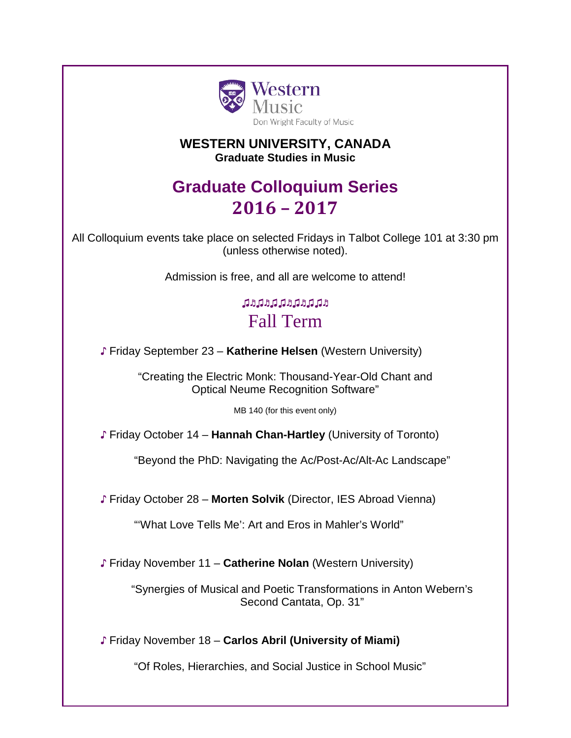Western Music
Don Wright Faculty of Music

**WESTERN UNIVERSITY, CANADA**
**Graduate Studies in Music**

# Graduate Colloquium Series 2016 – 2017

All Colloquium events take place on selected Fridays in Talbot College 101 at 3:30 pm (unless otherwise noted).

Admission is free, and all are welcome to attend!

♫♬♫♬♫♫♬♫♬♫♫♬

## Fall Term

♪ Friday September 23 – **Katherine Helsen** (Western University)

"Creating the Electric Monk: Thousand-Year-Old Chant and Optical Neume Recognition Software"

MB 140 (for this event only)

♪ Friday October 14 – **Hannah Chan-Hartley** (University of Toronto)

"Beyond the PhD: Navigating the Ac/Post-Ac/Alt-Ac Landscape"

♪ Friday October 28 – **Morten Solvik** (Director, IES Abroad Vienna)

"'What Love Tells Me': Art and Eros in Mahler's World"

♪ Friday November 11 – **Catherine Nolan** (Western University)

"Synergies of Musical and Poetic Transformations in Anton Webern's Second Cantata, Op. 31"

♪ Friday November 18 – **Carlos Abril (University of Miami)**

"Of Roles, Hierarchies, and Social Justice in School Music"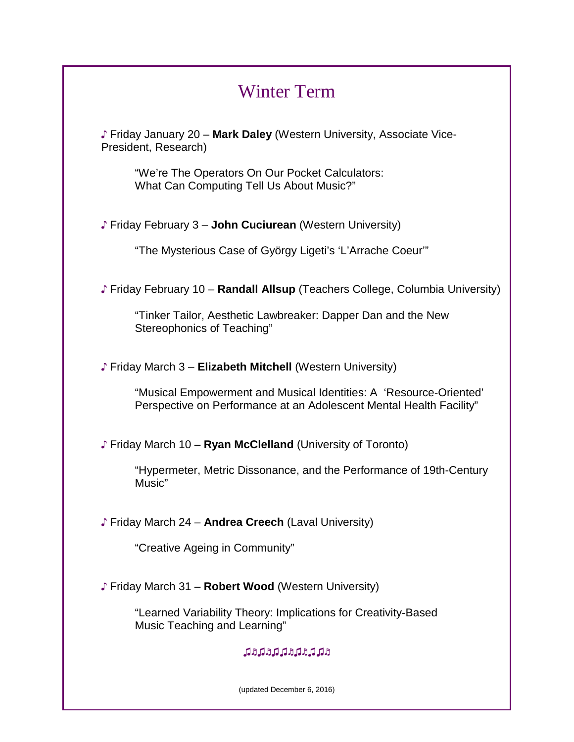# Winter Term

♪ Friday January 20 – **Mark Daley** (Western University, Associate Vice-President, Research)

> "We're The Operators On Our Pocket Calculators: What Can Computing Tell Us About Music?"

♪ Friday February 3 – **John Cuciurean** (Western University)

> "The Mysterious Case of György Ligeti's 'L'Arrache Coeur'"

♪ Friday February 10 – **Randall Allsup** (Teachers College, Columbia University)

> "Tinker Tailor, Aesthetic Lawbreaker: Dapper Dan and the New Stereophonics of Teaching"

♪ Friday March 3 – **Elizabeth Mitchell** (Western University)

> "Musical Empowerment and Musical Identities: A 'Resource-Oriented' Perspective on Performance at an Adolescent Mental Health Facility"

♪ Friday March 10 – **Ryan McClelland** (University of Toronto)

> "Hypermeter, Metric Dissonance, and the Performance of 19th-Century Music"

♪ Friday March 24 – **Andrea Creech** (Laval University)

> "Creative Ageing in Community"

♪ Friday March 31 – **Robert Wood** (Western University)

> "Learned Variability Theory: Implications for Creativity-Based Music Teaching and Learning"

♫♬♫♬♫♫♬♫♬♫♫♬

(updated December 6, 2016)